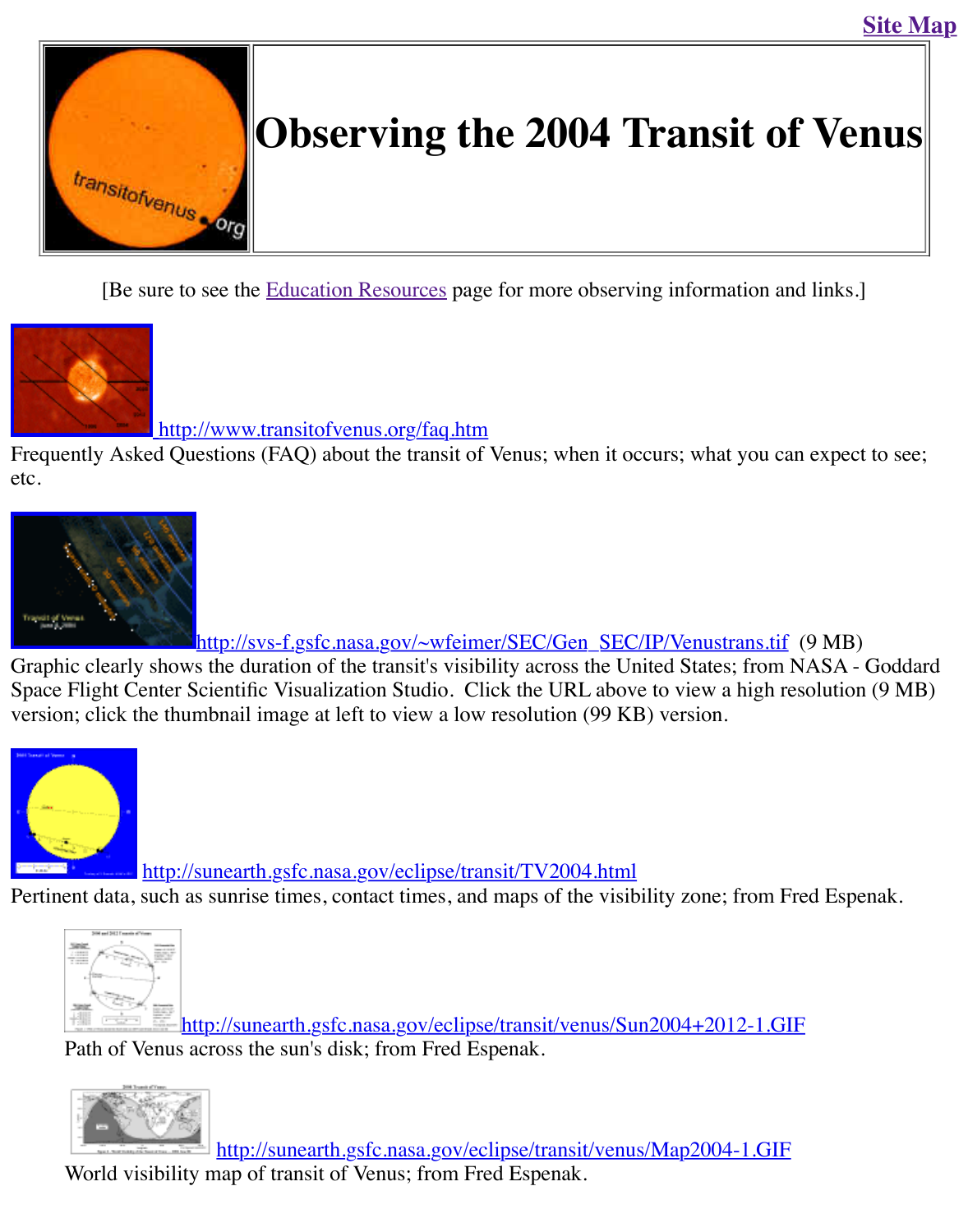Site Map

# Observing the 2004 Transit of Venus

[Be sure to see the Education Resources page for more observing information and links.]

http://www.transitofvenus.org/faq.htm

Frequently Asked Questions (FAQ) about the transit of Venus; when it occurs; what you can expect to see; etc.

http://svs-f.gsfc.nasa.gov/~wfeimer/SEC/Gen_SEC/IP/Venustrans.tif (9 MB)

Graphic clearly shows the duration of the transit's visibility across the United States; from NASA - Goddard Space Flight Center Scientific Visualization Studio. Click the URL above to view a high resolution (9 MB) version; click the thumbnail image at left to view a low resolution (99 KB) version.

http://sunearth.gsfc.nasa.gov/eclipse/transit/TV2004.html

Pertinent data, such as sunrise times, contact times, and maps of the visibility zone; from Fred Espenak.

http://sunearth.gsfc.nasa.gov/eclipse/transit/venus/Sun2004+2012-1.GIF

Path of Venus across the sun's disk; from Fred Espenak.

http://sunearth.gsfc.nasa.gov/eclipse/transit/venus/Map2004-1.GIF

World visibility map of transit of Venus; from Fred Espenak.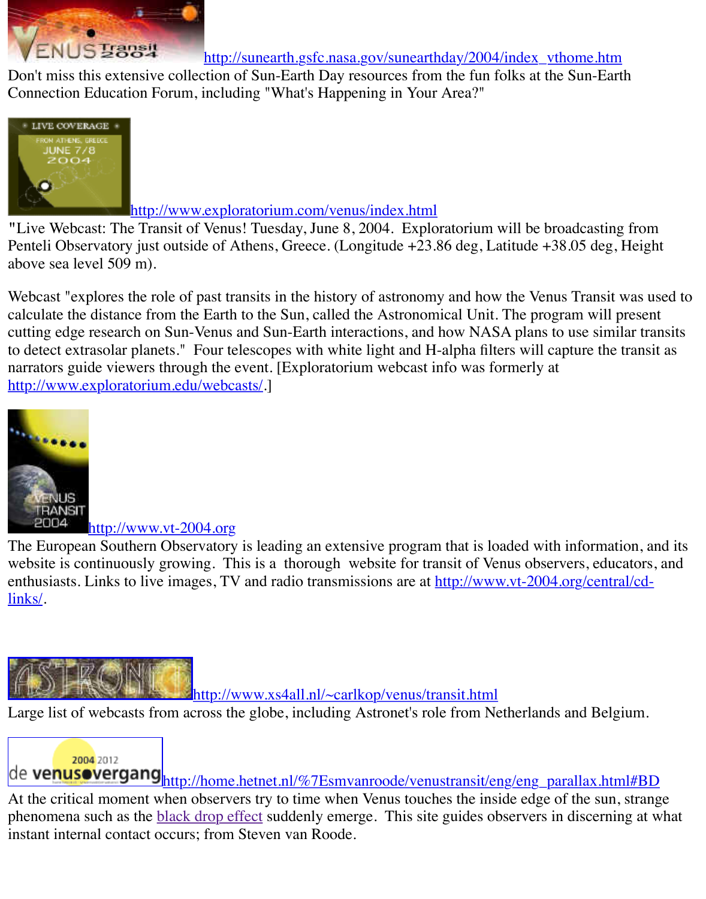http://sunearth.gsfc.nasa.gov/sunearthday/2004/index_vthome.htm

Don't miss this extensive collection of Sun-Earth Day resources from the fun folks at the Sun-Earth Connection Education Forum, including "What's Happening in Your Area?"

http://www.exploratorium.com/venus/index.html

"Live Webcast: The Transit of Venus! Tuesday, June 8, 2004. Exploratorium will be broadcasting from Penteli Observatory just outside of Athens, Greece. (Longitude +23.86 deg, Latitude +38.05 deg, Height above sea level 509 m).

Webcast "explores the role of past transits in the history of astronomy and how the Venus Transit was used to calculate the distance from the Earth to the Sun, called the Astronomical Unit. The program will present cutting edge research on Sun-Venus and Sun-Earth interactions, and how NASA plans to use similar transits to detect extrasolar planets." Four telescopes with white light and H-alpha filters will capture the transit as narrators guide viewers through the event. [Exploratorium webcast info was formerly at http://www.exploratorium.edu/webcasts/.]

http://www.vt-2004.org

The European Southern Observatory is leading an extensive program that is loaded with information, and its website is continuously growing. This is a thorough website for transit of Venus observers, educators, and enthusiasts. Links to live images, TV and radio transmissions are at http://www.vt-2004.org/central/cd-links/.

http://www.xs4all.nl/~carlkop/venus/transit.html

Large list of webcasts from across the globe, including Astronet's role from Netherlands and Belgium.

http://home.hetnet.nl/%7Esmvanroode/venustransit/eng/eng_parallax.html#BD

At the critical moment when observers try to time when Venus touches the inside edge of the sun, strange phenomena such as the black drop effect suddenly emerge. This site guides observers in discerning at what instant internal contact occurs; from Steven van Roode.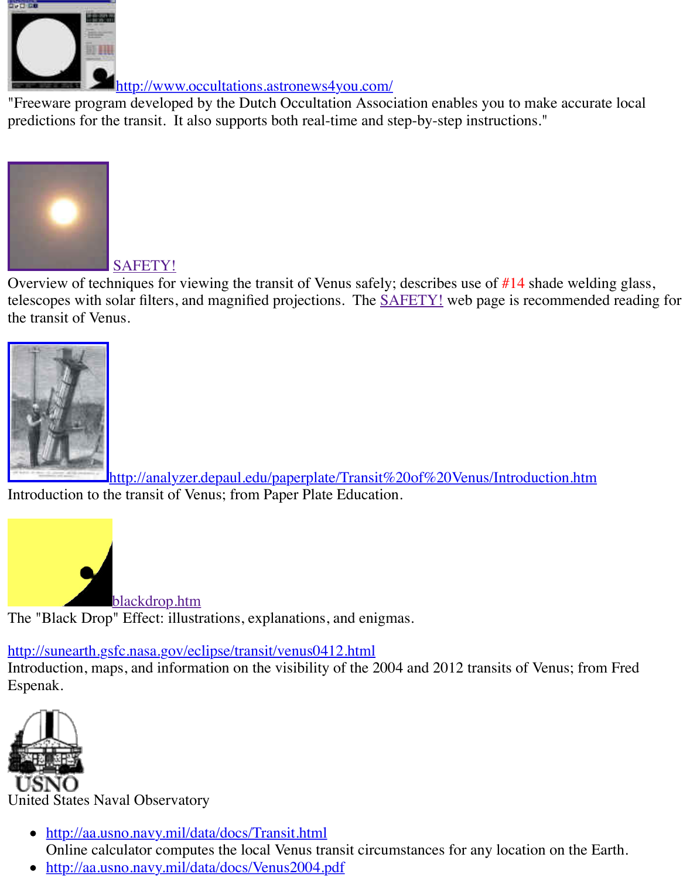http://www.occultations.astronews4you.com/

"Freeware program developed by the Dutch Occultation Association enables you to make accurate local predictions for the transit. It also supports both real-time and step-by-step instructions."

SAFETY!

Overview of techniques for viewing the transit of Venus safely; describes use of #14 shade welding glass, telescopes with solar filters, and magnified projections. The SAFETY! web page is recommended reading for the transit of Venus.

http://analyzer.depaul.edu/paperplate/Transit%20of%20Venus/Introduction.htm

Introduction to the transit of Venus; from Paper Plate Education.

blackdrop.htm

The "Black Drop" Effect: illustrations, explanations, and enigmas.

http://sunearth.gsfc.nasa.gov/eclipse/transit/venus0412.html

Introduction, maps, and information on the visibility of the 2004 and 2012 transits of Venus; from Fred Espenak.

USNO

United States Naval Observatory

- http://aa.usno.navy.mil/data/docs/Transit.html
  Online calculator computes the local Venus transit circumstances for any location on the Earth.
- http://aa.usno.navy.mil/data/docs/Venus2004.pdf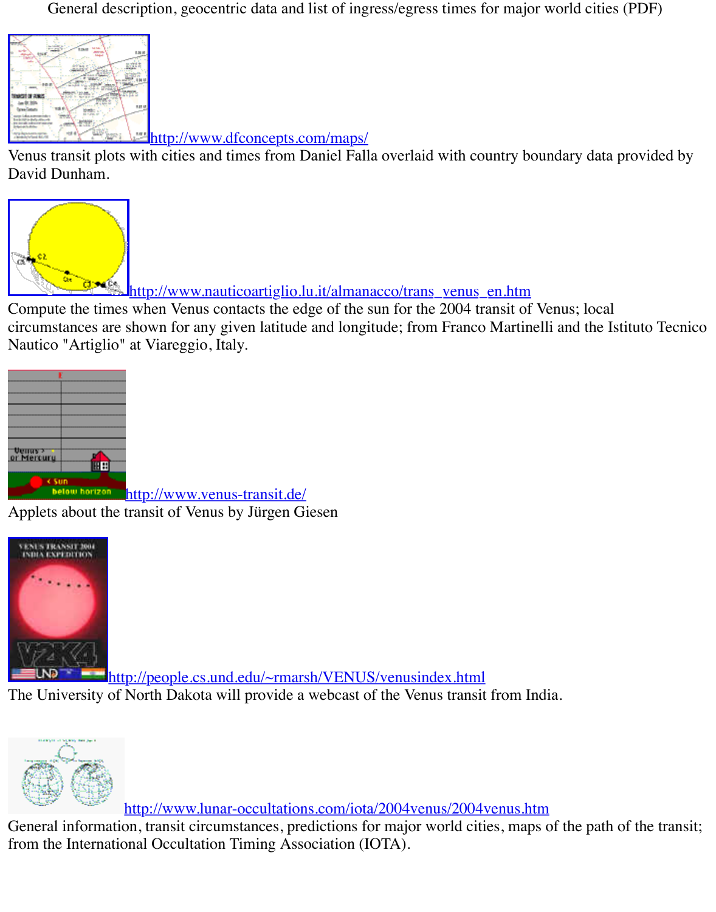General description, geocentric data and list of ingress/egress times for major world cities (PDF)

http://www.dfconcepts.com/maps/
Venus transit plots with cities and times from Daniel Falla overlaid with country boundary data provided by David Dunham.

http://www.nauticoartiglio.lu.it/almanacco/trans_venus_en.htm
Compute the times when Venus contacts the edge of the sun for the 2004 transit of Venus; local circumstances are shown for any given latitude and longitude; from Franco Martinelli and the Istituto Tecnico Nautico "Artiglio" at Viareggio, Italy.

http://www.venus-transit.de/
Applets about the transit of Venus by Jürgen Giesen

http://people.cs.und.edu/~rmarsh/VENUS/venusindex.html
The University of North Dakota will provide a webcast of the Venus transit from India.

http://www.lunar-occultations.com/iota/2004venus/2004venus.htm
General information, transit circumstances, predictions for major world cities, maps of the path of the transit; from the International Occultation Timing Association (IOTA).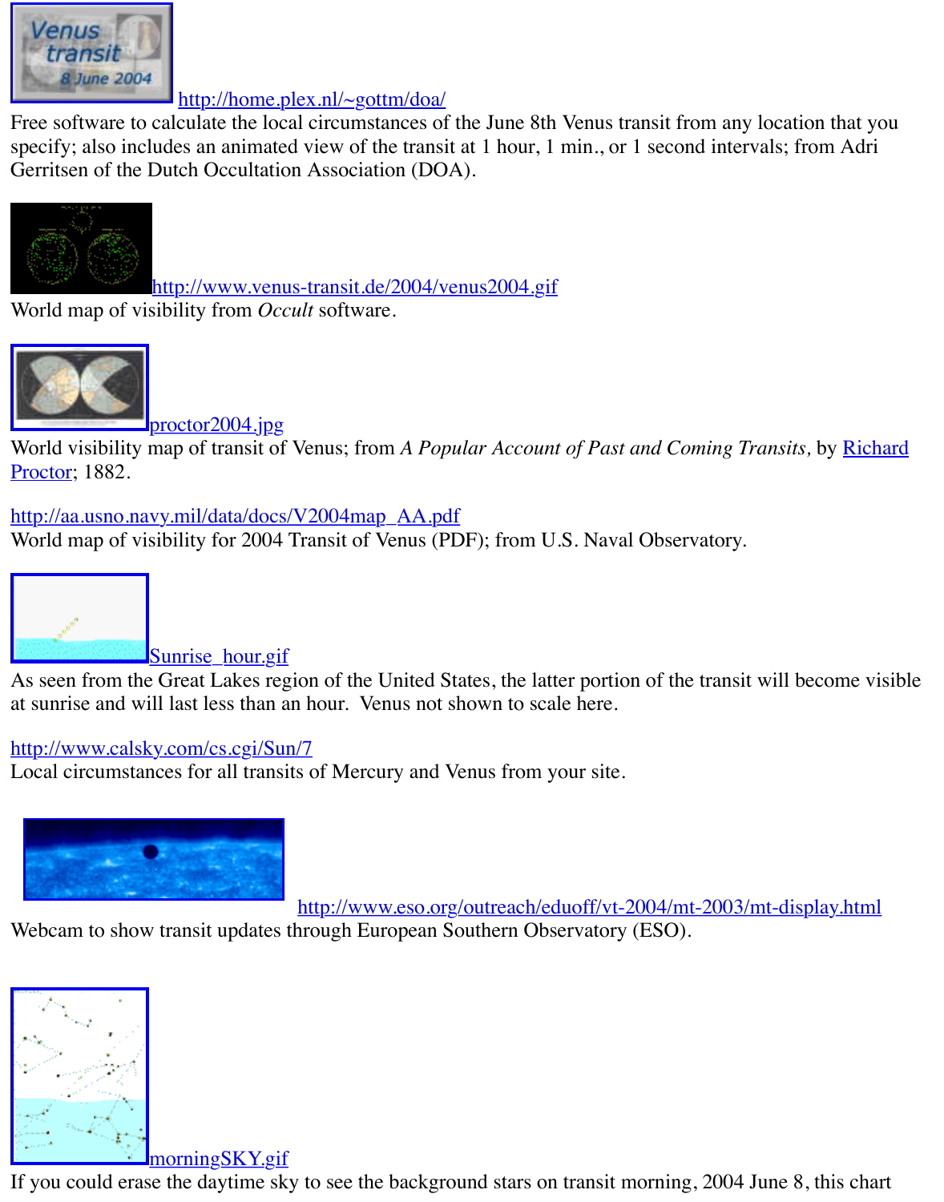http://home.plex.nl/~gottm/doa/
Free software to calculate the local circumstances of the June 8th Venus transit from any location that you specify; also includes an animated view of the transit at 1 hour, 1 min., or 1 second intervals; from Adri Gerritsen of the Dutch Occultation Association (DOA).

http://www.venus-transit.de/2004/venus2004.gif
World map of visibility from *Occult* software.

proctor2004.jpg
World visibility map of transit of Venus; from *A Popular Account of Past and Coming Transits,* by Richard Proctor; 1882.

http://aa.usno.navy.mil/data/docs/V2004map_AA.pdf
World map of visibility for 2004 Transit of Venus (PDF); from U.S. Naval Observatory.

Sunrise_hour.gif
As seen from the Great Lakes region of the United States, the latter portion of the transit will become visible at sunrise and will last less than an hour.  Venus not shown to scale here.

http://www.calsky.com/cs.cgi/Sun/7
Local circumstances for all transits of Mercury and Venus from your site.

http://www.eso.org/outreach/eduoff/vt-2004/mt-2003/mt-display.html
Webcam to show transit updates through European Southern Observatory (ESO).

morningSKY.gif
If you could erase the daytime sky to see the background stars on transit morning, 2004 June 8, this chart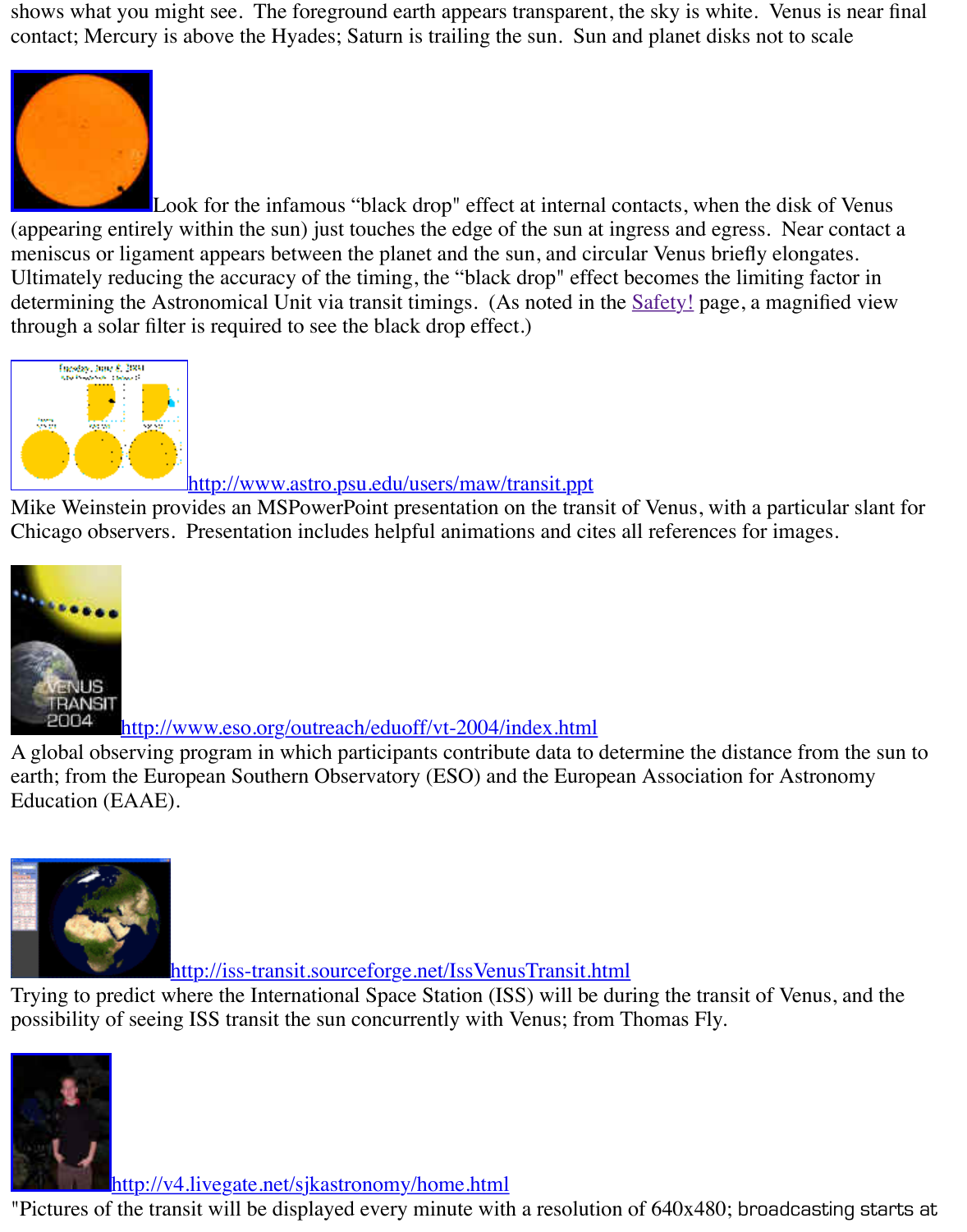shows what you might see. The foreground earth appears transparent, the sky is white. Venus is near final contact; Mercury is above the Hyades; Saturn is trailing the sun. Sun and planet disks not to scale

Look for the infamous "black drop" effect at internal contacts, when the disk of Venus (appearing entirely within the sun) just touches the edge of the sun at ingress and egress. Near contact a meniscus or ligament appears between the planet and the sun, and circular Venus briefly elongates. Ultimately reducing the accuracy of the timing, the "black drop" effect becomes the limiting factor in determining the Astronomical Unit via transit timings. (As noted in the Safety! page, a magnified view through a solar filter is required to see the black drop effect.)

http://www.astro.psu.edu/users/maw/transit.ppt
Mike Weinstein provides an MSPowerPoint presentation on the transit of Venus, with a particular slant for Chicago observers. Presentation includes helpful animations and cites all references for images.

http://www.eso.org/outreach/eduoff/vt-2004/index.html
A global observing program in which participants contribute data to determine the distance from the sun to earth; from the European Southern Observatory (ESO) and the European Association for Astronomy Education (EAAE).

http://iss-transit.sourceforge.net/IssVenusTransit.html
Trying to predict where the International Space Station (ISS) will be during the transit of Venus, and the possibility of seeing ISS transit the sun concurrently with Venus; from Thomas Fly.

http://v4.livegate.net/sjkastronomy/home.html
"Pictures of the transit will be displayed every minute with a resolution of 640x480; broadcasting starts at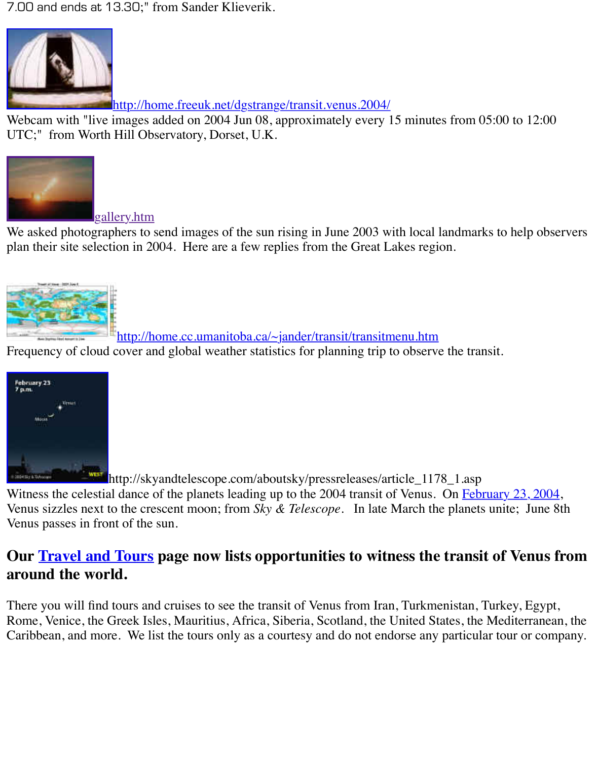7.00 and ends at 13.30;" from Sander Klieverik.

http://home.freeuk.net/dgstrange/transit.venus.2004/
Webcam with "live images added on 2004 Jun 08, approximately every 15 minutes from 05:00 to 12:00 UTC;" from Worth Hill Observatory, Dorset, U.K.

gallery.htm
We asked photographers to send images of the sun rising in June 2003 with local landmarks to help observers plan their site selection in 2004. Here are a few replies from the Great Lakes region.

http://home.cc.umanitoba.ca/~jander/transit/transitmenu.htm
Frequency of cloud cover and global weather statistics for planning trip to observe the transit.

http://skyandtelescope.com/aboutsky/pressreleases/article_1178_1.asp
Witness the celestial dance of the planets leading up to the 2004 transit of Venus. On February 23, 2004, Venus sizzles next to the crescent moon; from *Sky & Telescope*. In late March the planets unite; June 8th Venus passes in front of the sun.

## Our Travel and Tours page now lists opportunities to witness the transit of Venus from around the world.

There you will find tours and cruises to see the transit of Venus from Iran, Turkmenistan, Turkey, Egypt, Rome, Venice, the Greek Isles, Mauritius, Africa, Siberia, Scotland, the United States, the Mediterranean, the Caribbean, and more. We list the tours only as a courtesy and do not endorse any particular tour or company.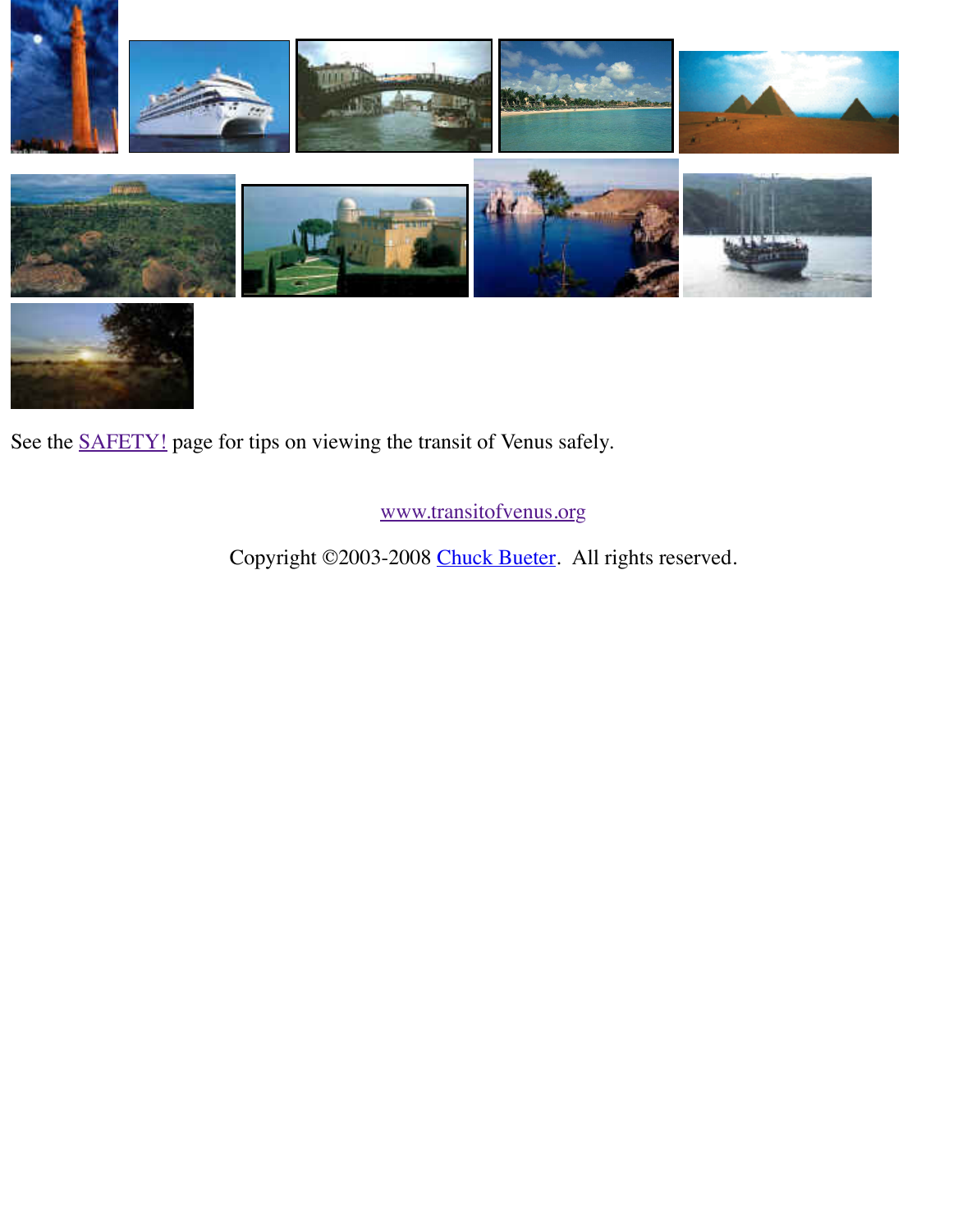See the SAFETY! page for tips on viewing the transit of Venus safely.

www.transitofvenus.org

Copyright ©2003-2008 Chuck Bueter. All rights reserved.